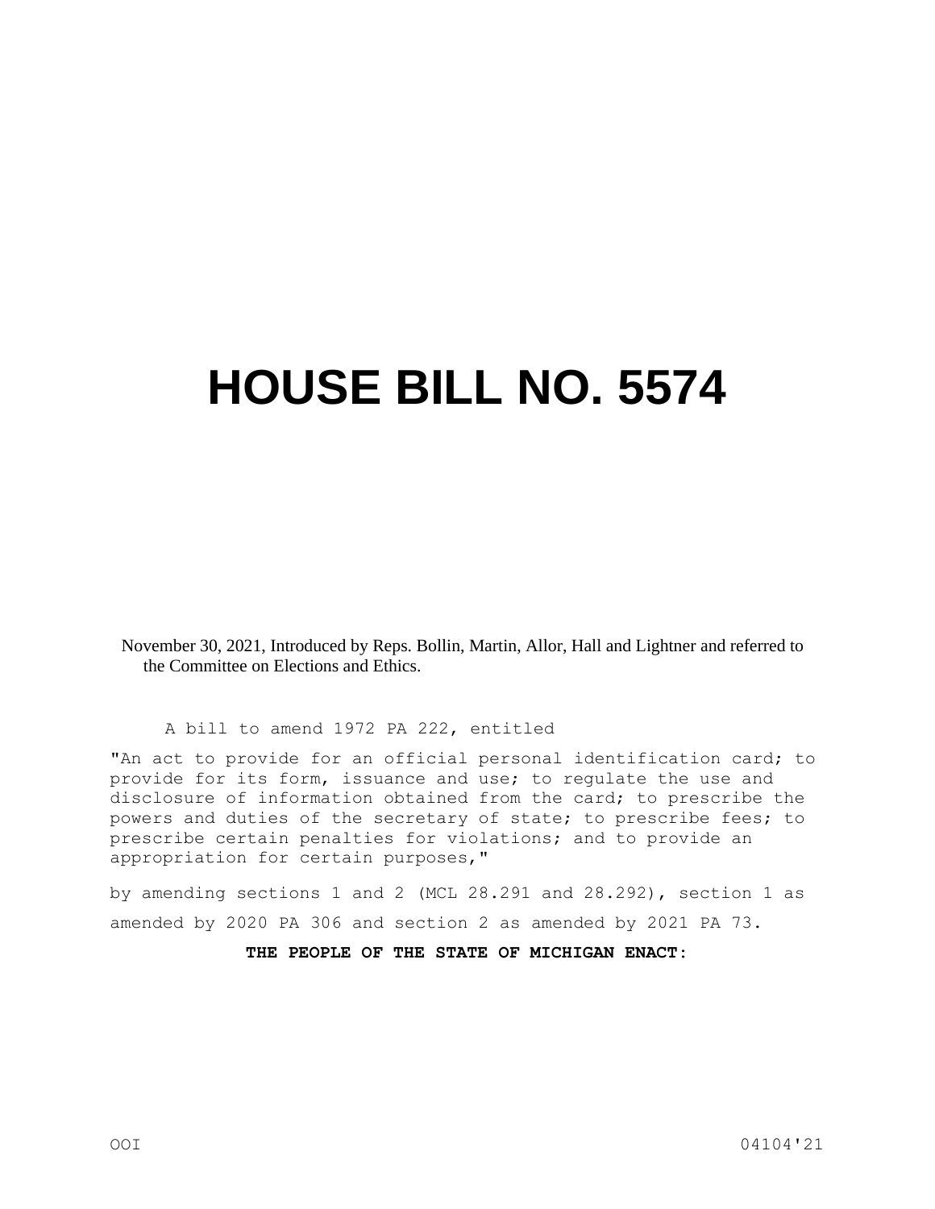# HOUSE BILL NO. 5574

November 30, 2021, Introduced by Reps. Bollin, Martin, Allor, Hall and Lightner and referred to the Committee on Elections and Ethics.

A bill to amend 1972 PA 222, entitled

"An act to provide for an official personal identification card; to provide for its form, issuance and use; to regulate the use and disclosure of information obtained from the card; to prescribe the powers and duties of the secretary of state; to prescribe fees; to prescribe certain penalties for violations; and to provide an appropriation for certain purposes,"

by amending sections 1 and 2 (MCL 28.291 and 28.292), section 1 as amended by 2020 PA 306 and section 2 as amended by 2021 PA 73.

**THE PEOPLE OF THE STATE OF MICHIGAN ENACT:**

OOI 04104'21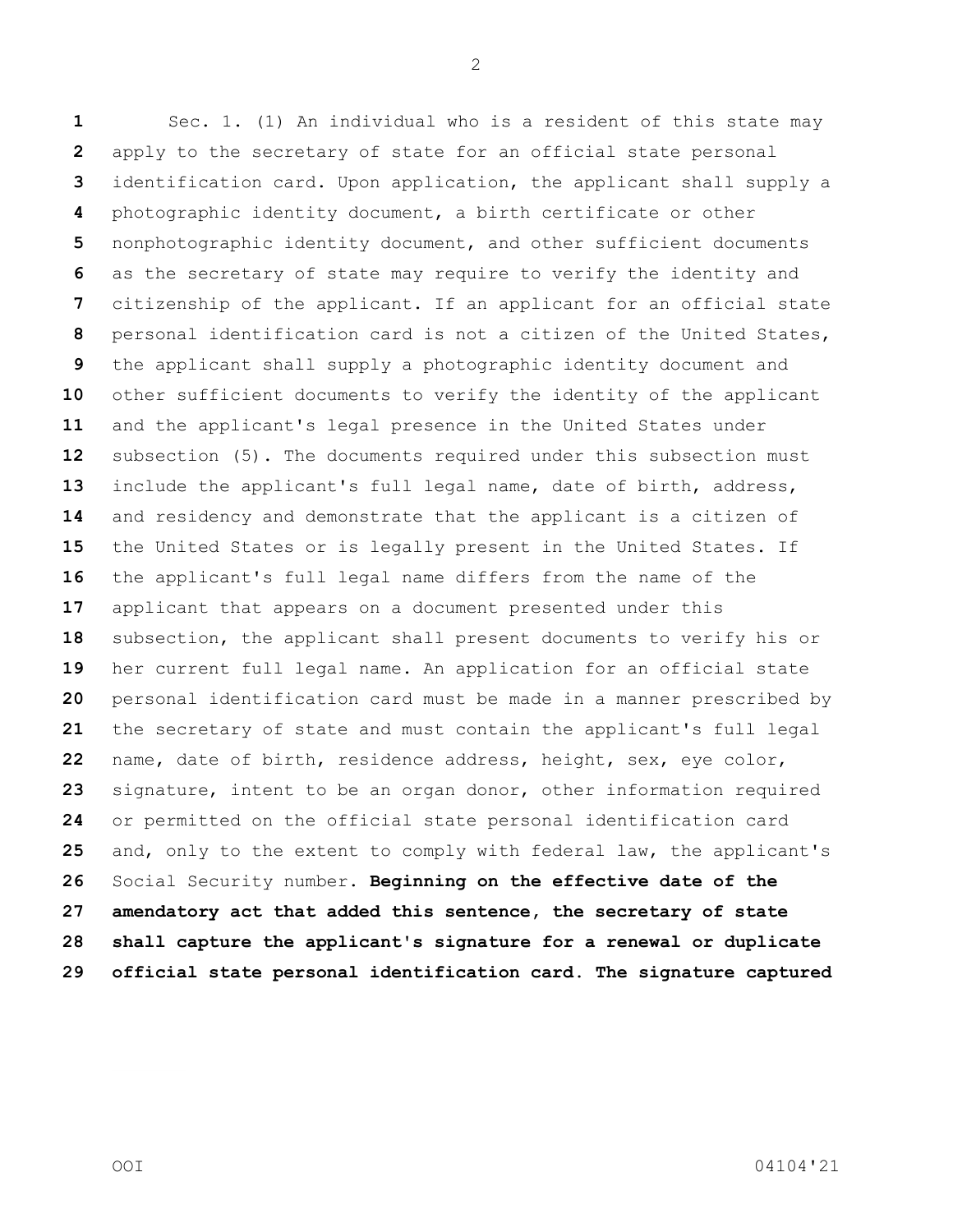Sec. 1. (1) An individual who is a resident of this state may apply to the secretary of state for an official state personal identification card. Upon application, the applicant shall supply a photographic identity document, a birth certificate or other nonphotographic identity document, and other sufficient documents as the secretary of state may require to verify the identity and citizenship of the applicant. If an applicant for an official state personal identification card is not a citizen of the United States, the applicant shall supply a photographic identity document and other sufficient documents to verify the identity of the applicant and the applicant's legal presence in the United States under subsection (5). The documents required under this subsection must include the applicant's full legal name, date of birth, address, and residency and demonstrate that the applicant is a citizen of the United States or is legally present in the United States. If the applicant's full legal name differs from the name of the applicant that appears on a document presented under this subsection, the applicant shall present documents to verify his or her current full legal name. An application for an official state personal identification card must be made in a manner prescribed by the secretary of state and must contain the applicant's full legal name, date of birth, residence address, height, sex, eye color, signature, intent to be an organ donor, other information required or permitted on the official state personal identification card and, only to the extent to comply with federal law, the applicant's Social Security number. **Beginning on the effective date of the amendatory act that added this sentence, the secretary of state shall capture the applicant's signature for a renewal or duplicate official state personal identification card. The signature captured**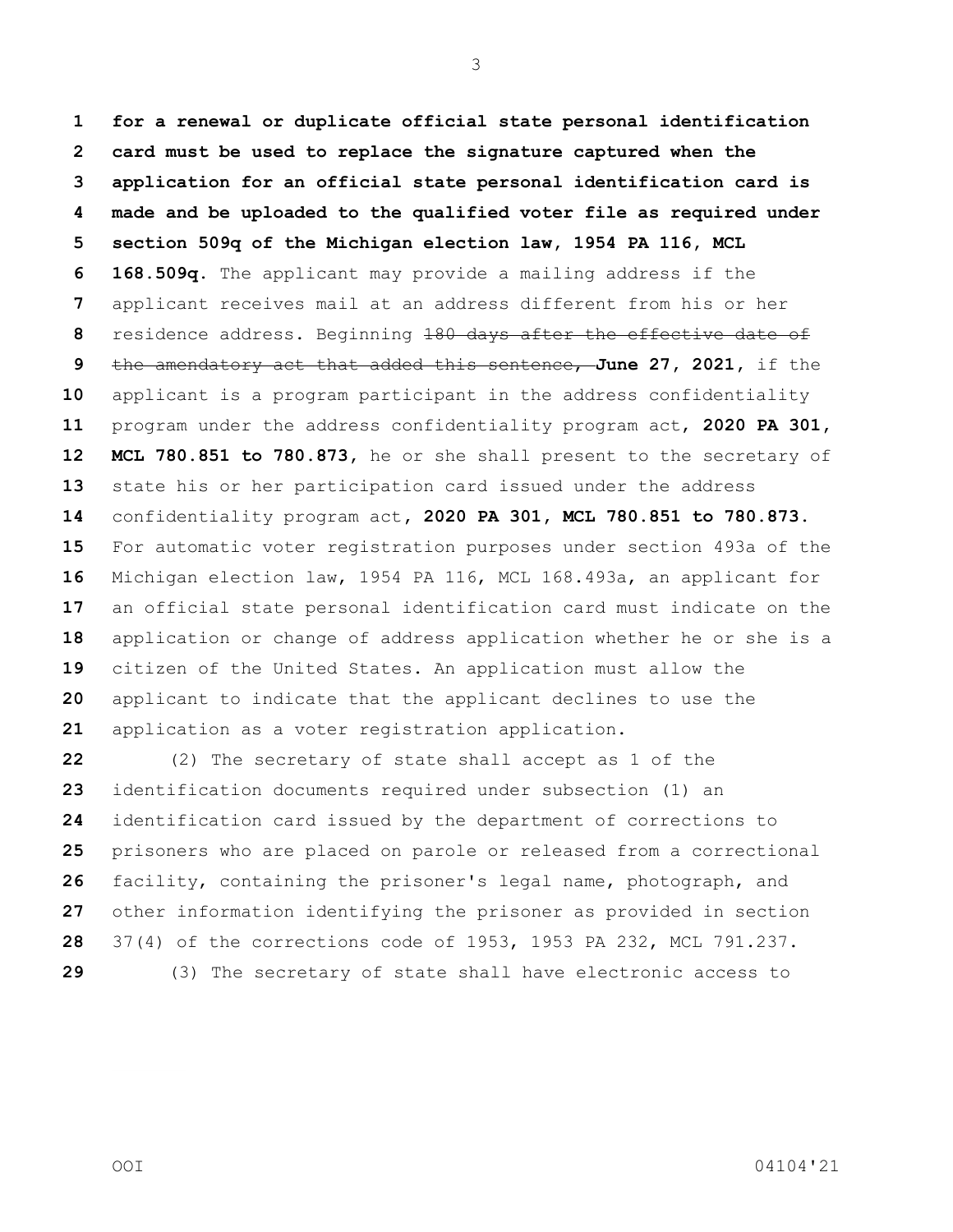**for a renewal or duplicate official state personal identification card must be used to replace the signature captured when the application for an official state personal identification card is made and be uploaded to the qualified voter file as required under section 509q of the Michigan election law, 1954 PA 116, MCL 168.509q.** The applicant may provide a mailing address if the applicant receives mail at an address different from his or her residence address. Beginning ~~180 days after the effective date of the amendatory act that added this sentence,~~ **June 27, 2021,** if the applicant is a program participant in the address confidentiality program under the address confidentiality program act**, 2020 PA 301, MCL 780.851 to 780.873,** he or she shall present to the secretary of state his or her participation card issued under the address confidentiality program act**, 2020 PA 301, MCL 780.851 to 780.873.** For automatic voter registration purposes under section 493a of the Michigan election law, 1954 PA 116, MCL 168.493a, an applicant for an official state personal identification card must indicate on the application or change of address application whether he or she is a citizen of the United States. An application must allow the applicant to indicate that the applicant declines to use the application as a voter registration application.

(2) The secretary of state shall accept as 1 of the identification documents required under subsection (1) an identification card issued by the department of corrections to prisoners who are placed on parole or released from a correctional facility, containing the prisoner's legal name, photograph, and other information identifying the prisoner as provided in section 37(4) of the corrections code of 1953, 1953 PA 232, MCL 791.237.

(3) The secretary of state shall have electronic access to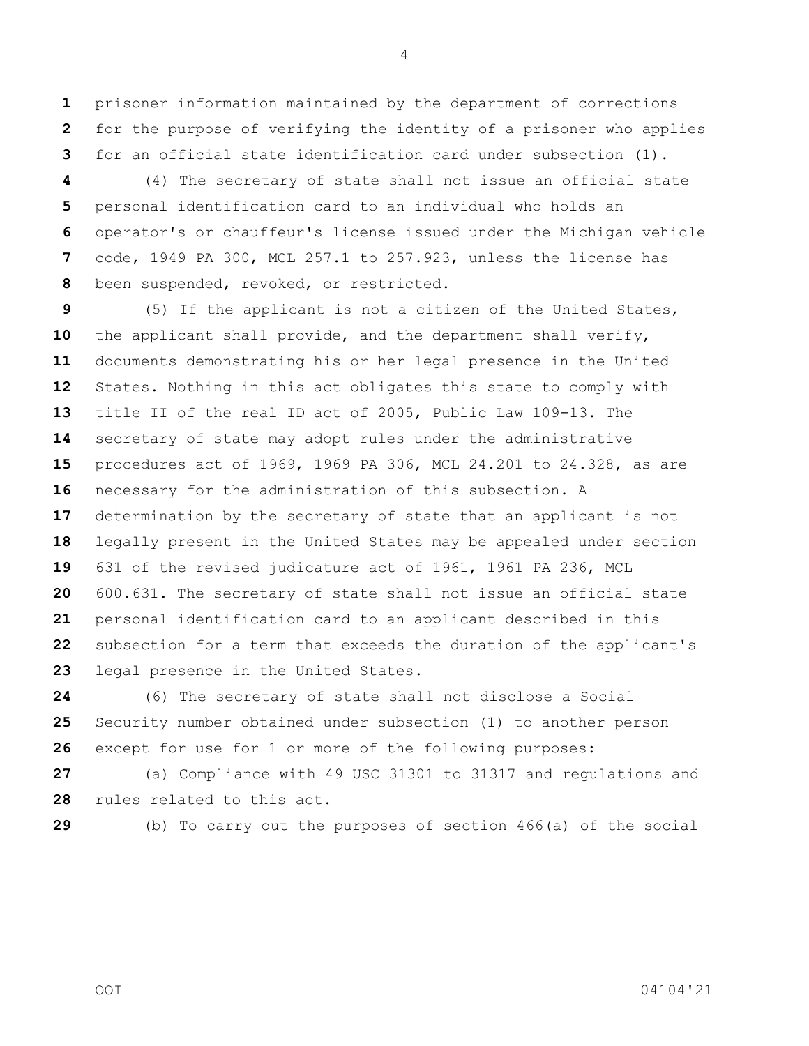prisoner information maintained by the department of corrections for the purpose of verifying the identity of a prisoner who applies for an official state identification card under subsection (1).

(4) The secretary of state shall not issue an official state personal identification card to an individual who holds an operator's or chauffeur's license issued under the Michigan vehicle code, 1949 PA 300, MCL 257.1 to 257.923, unless the license has been suspended, revoked, or restricted.

(5) If the applicant is not a citizen of the United States, the applicant shall provide, and the department shall verify, documents demonstrating his or her legal presence in the United States. Nothing in this act obligates this state to comply with title II of the real ID act of 2005, Public Law 109-13. The secretary of state may adopt rules under the administrative procedures act of 1969, 1969 PA 306, MCL 24.201 to 24.328, as are necessary for the administration of this subsection. A determination by the secretary of state that an applicant is not legally present in the United States may be appealed under section 631 of the revised judicature act of 1961, 1961 PA 236, MCL 600.631. The secretary of state shall not issue an official state personal identification card to an applicant described in this subsection for a term that exceeds the duration of the applicant's legal presence in the United States.

(6) The secretary of state shall not disclose a Social Security number obtained under subsection (1) to another person except for use for 1 or more of the following purposes:

(a) Compliance with 49 USC 31301 to 31317 and regulations and rules related to this act.

(b) To carry out the purposes of section 466(a) of the social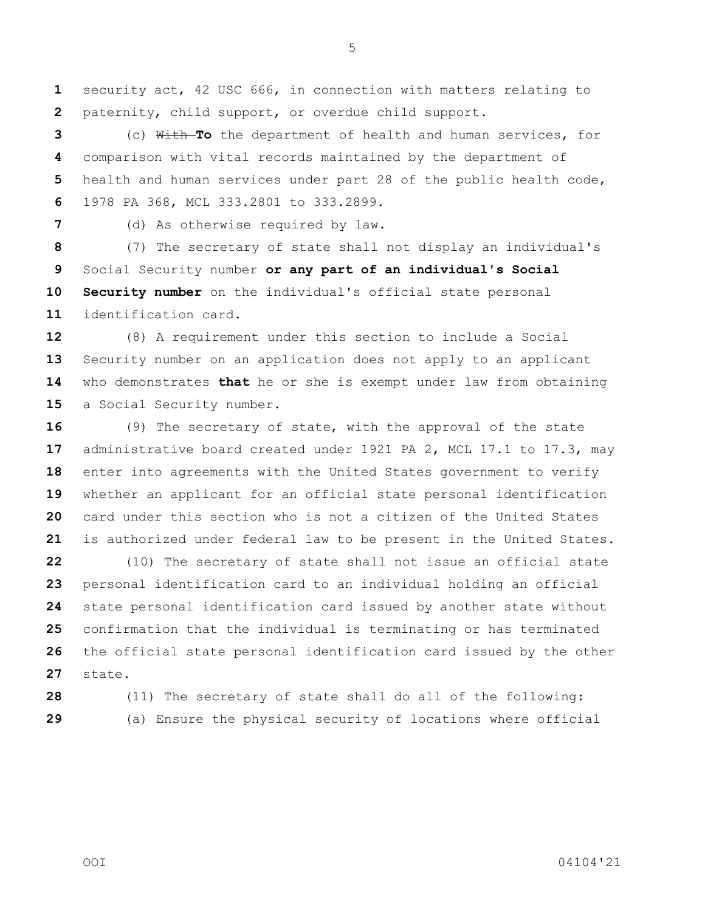security act, 42 USC 666, in connection with matters relating to paternity, child support, or overdue child support.

(c) ~~With~~ **To** the department of health and human services, for comparison with vital records maintained by the department of health and human services under part 28 of the public health code, 1978 PA 368, MCL 333.2801 to 333.2899.

(d) As otherwise required by law.

(7) The secretary of state shall not display an individual's Social Security number **or any part of an individual's Social Security number** on the individual's official state personal identification card.

(8) A requirement under this section to include a Social Security number on an application does not apply to an applicant who demonstrates **that** he or she is exempt under law from obtaining a Social Security number.

(9) The secretary of state, with the approval of the state administrative board created under 1921 PA 2, MCL 17.1 to 17.3, may enter into agreements with the United States government to verify whether an applicant for an official state personal identification card under this section who is not a citizen of the United States is authorized under federal law to be present in the United States.

(10) The secretary of state shall not issue an official state personal identification card to an individual holding an official state personal identification card issued by another state without confirmation that the individual is terminating or has terminated the official state personal identification card issued by the other state.

(11) The secretary of state shall do all of the following:

(a) Ensure the physical security of locations where official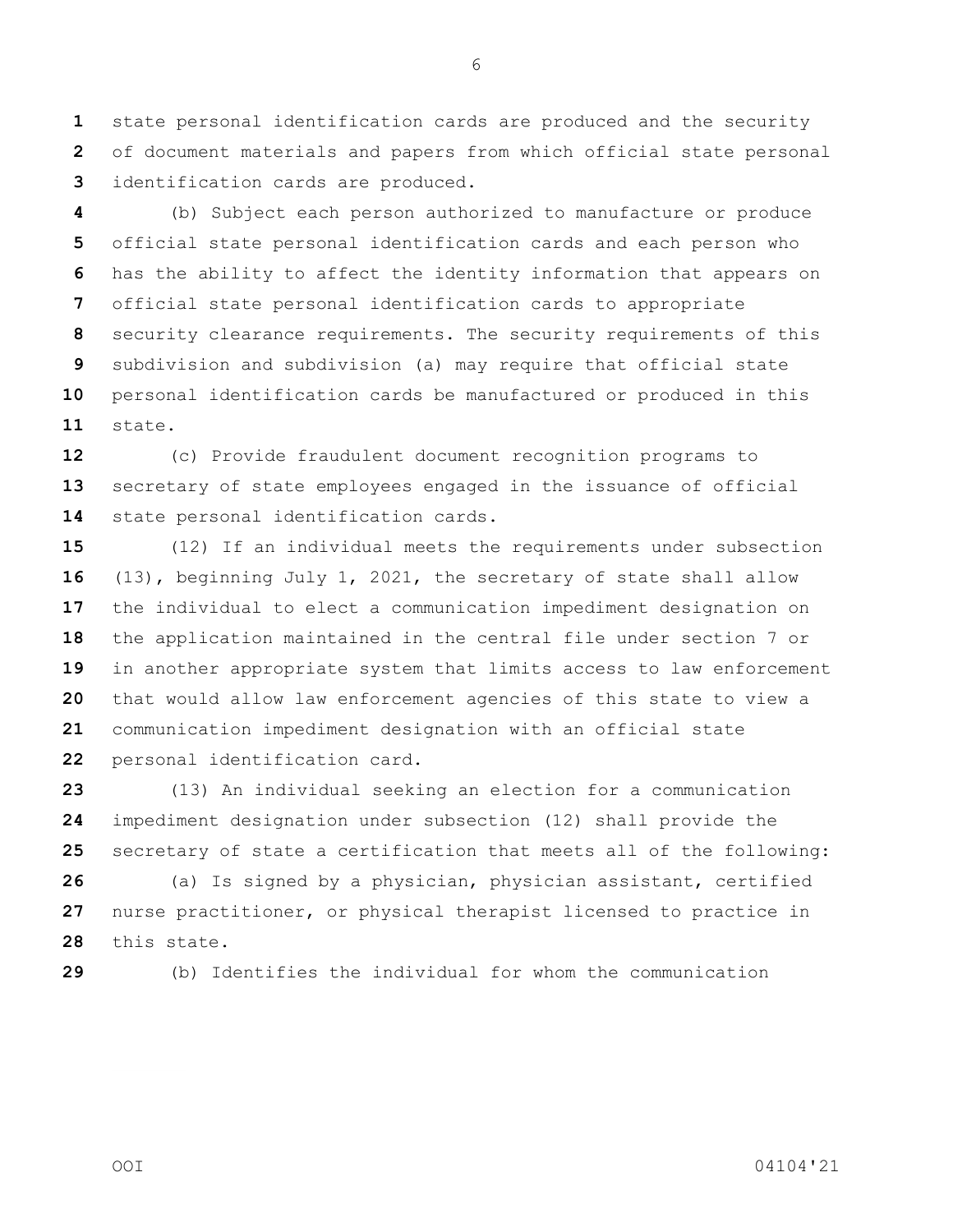state personal identification cards are produced and the security of document materials and papers from which official state personal identification cards are produced.

(b) Subject each person authorized to manufacture or produce official state personal identification cards and each person who has the ability to affect the identity information that appears on official state personal identification cards to appropriate security clearance requirements. The security requirements of this subdivision and subdivision (a) may require that official state personal identification cards be manufactured or produced in this state.

(c) Provide fraudulent document recognition programs to secretary of state employees engaged in the issuance of official state personal identification cards.

(12) If an individual meets the requirements under subsection (13), beginning July 1, 2021, the secretary of state shall allow the individual to elect a communication impediment designation on the application maintained in the central file under section 7 or in another appropriate system that limits access to law enforcement that would allow law enforcement agencies of this state to view a communication impediment designation with an official state personal identification card.

(13) An individual seeking an election for a communication impediment designation under subsection (12) shall provide the secretary of state a certification that meets all of the following:

(a) Is signed by a physician, physician assistant, certified nurse practitioner, or physical therapist licensed to practice in this state.

(b) Identifies the individual for whom the communication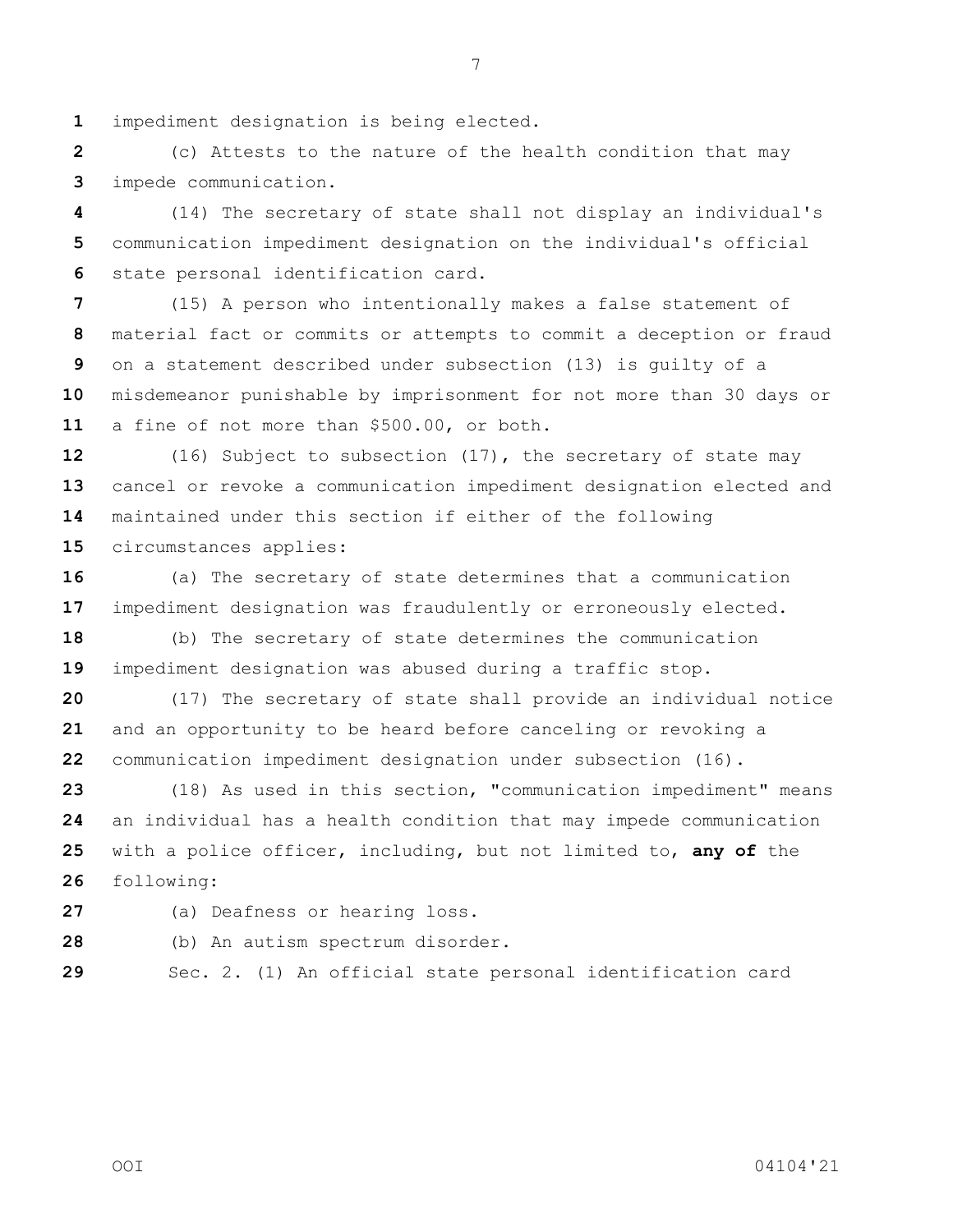impediment designation is being elected.

(c) Attests to the nature of the health condition that may impede communication.

(14) The secretary of state shall not display an individual's communication impediment designation on the individual's official state personal identification card.

(15) A person who intentionally makes a false statement of material fact or commits or attempts to commit a deception or fraud on a statement described under subsection (13) is guilty of a misdemeanor punishable by imprisonment for not more than 30 days or a fine of not more than $500.00, or both.

(16) Subject to subsection (17), the secretary of state may cancel or revoke a communication impediment designation elected and maintained under this section if either of the following circumstances applies:

(a) The secretary of state determines that a communication impediment designation was fraudulently or erroneously elected.

(b) The secretary of state determines the communication impediment designation was abused during a traffic stop.

(17) The secretary of state shall provide an individual notice and an opportunity to be heard before canceling or revoking a communication impediment designation under subsection (16).

(18) As used in this section, "communication impediment" means an individual has a health condition that may impede communication with a police officer, including, but not limited to, **any of** the following:

(a) Deafness or hearing loss.

(b) An autism spectrum disorder.

Sec. 2. (1) An official state personal identification card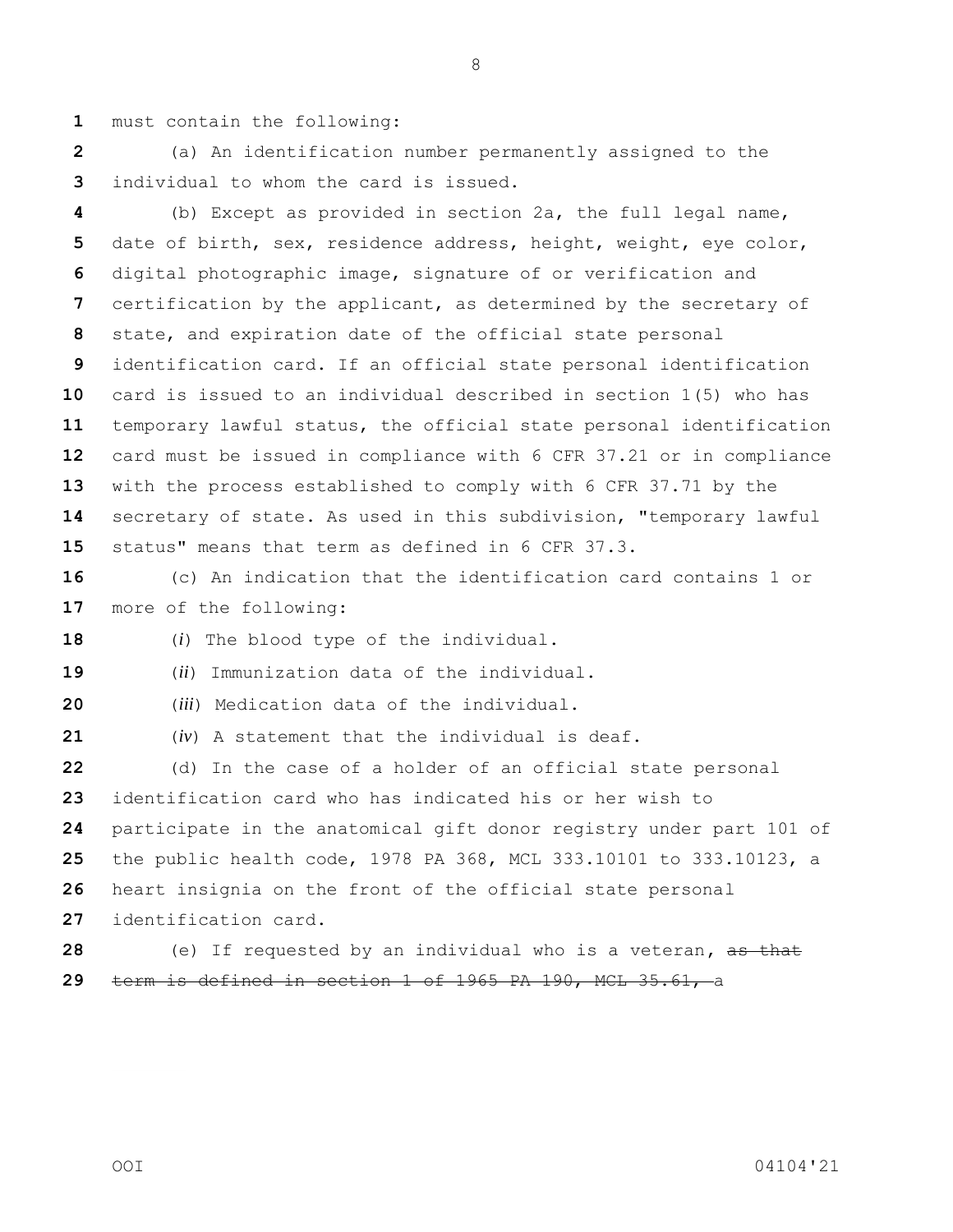must contain the following:

(a) An identification number permanently assigned to the individual to whom the card is issued.

(b) Except as provided in section 2a, the full legal name, date of birth, sex, residence address, height, weight, eye color, digital photographic image, signature of or verification and certification by the applicant, as determined by the secretary of state, and expiration date of the official state personal identification card. If an official state personal identification card is issued to an individual described in section 1(5) who has temporary lawful status, the official state personal identification card must be issued in compliance with 6 CFR 37.21 or in compliance with the process established to comply with 6 CFR 37.71 by the secretary of state. As used in this subdivision, "temporary lawful status" means that term as defined in 6 CFR 37.3.

(c) An indication that the identification card contains 1 or more of the following:

(*i*) The blood type of the individual.

(*ii*) Immunization data of the individual.

(*iii*) Medication data of the individual.

(*iv*) A statement that the individual is deaf.

(d) In the case of a holder of an official state personal identification card who has indicated his or her wish to participate in the anatomical gift donor registry under part 101 of the public health code, 1978 PA 368, MCL 333.10101 to 333.10123, a heart insignia on the front of the official state personal identification card.

(e) If requested by an individual who is a veteran, ~~as that term is defined in section 1 of 1965 PA 190, MCL 35.61,~~ a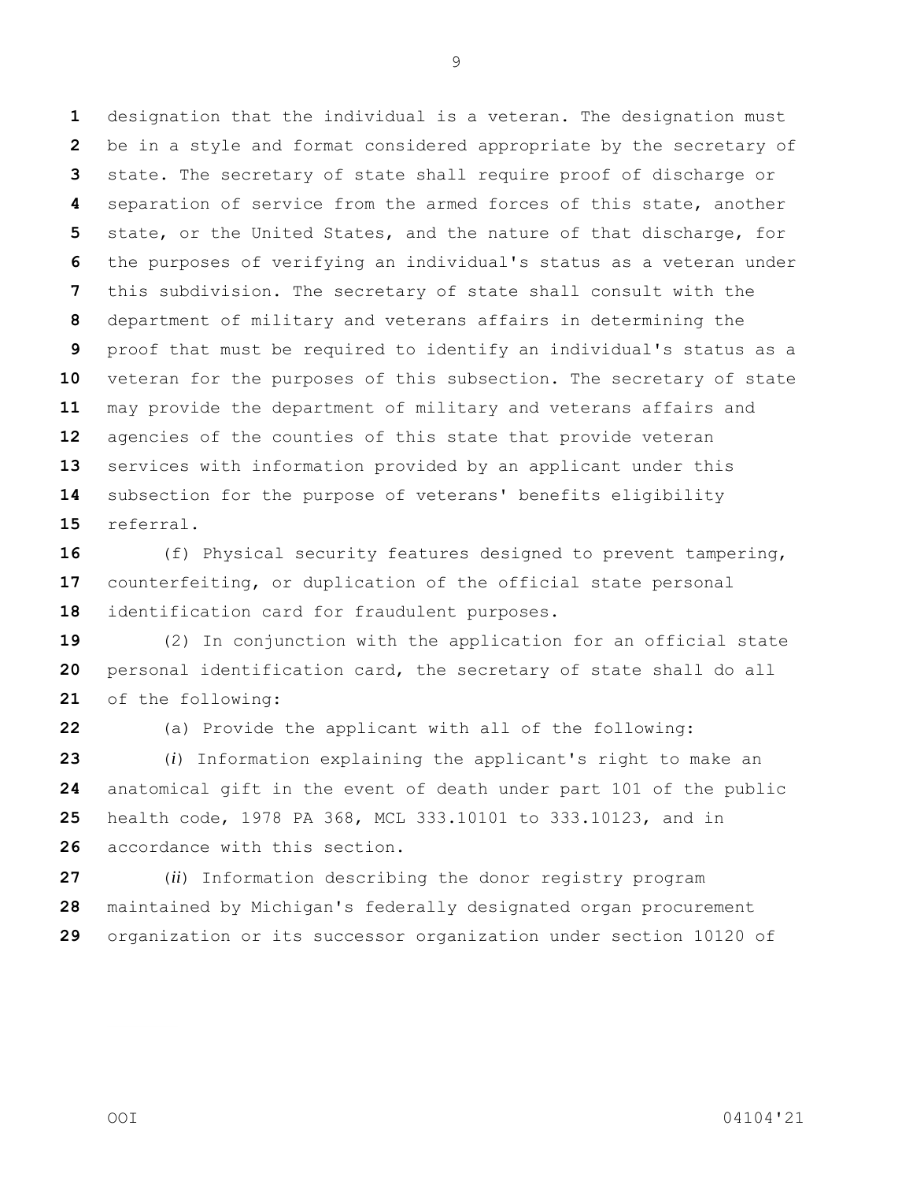designation that the individual is a veteran. The designation must be in a style and format considered appropriate by the secretary of state. The secretary of state shall require proof of discharge or separation of service from the armed forces of this state, another state, or the United States, and the nature of that discharge, for the purposes of verifying an individual's status as a veteran under this subdivision. The secretary of state shall consult with the department of military and veterans affairs in determining the proof that must be required to identify an individual's status as a veteran for the purposes of this subsection. The secretary of state may provide the department of military and veterans affairs and agencies of the counties of this state that provide veteran services with information provided by an applicant under this subsection for the purpose of veterans' benefits eligibility referral.

(f) Physical security features designed to prevent tampering, counterfeiting, or duplication of the official state personal identification card for fraudulent purposes.

(2) In conjunction with the application for an official state personal identification card, the secretary of state shall do all of the following:

(a) Provide the applicant with all of the following:

(*i*) Information explaining the applicant's right to make an anatomical gift in the event of death under part 101 of the public health code, 1978 PA 368, MCL 333.10101 to 333.10123, and in accordance with this section.

(*ii*) Information describing the donor registry program maintained by Michigan's federally designated organ procurement organization or its successor organization under section 10120 of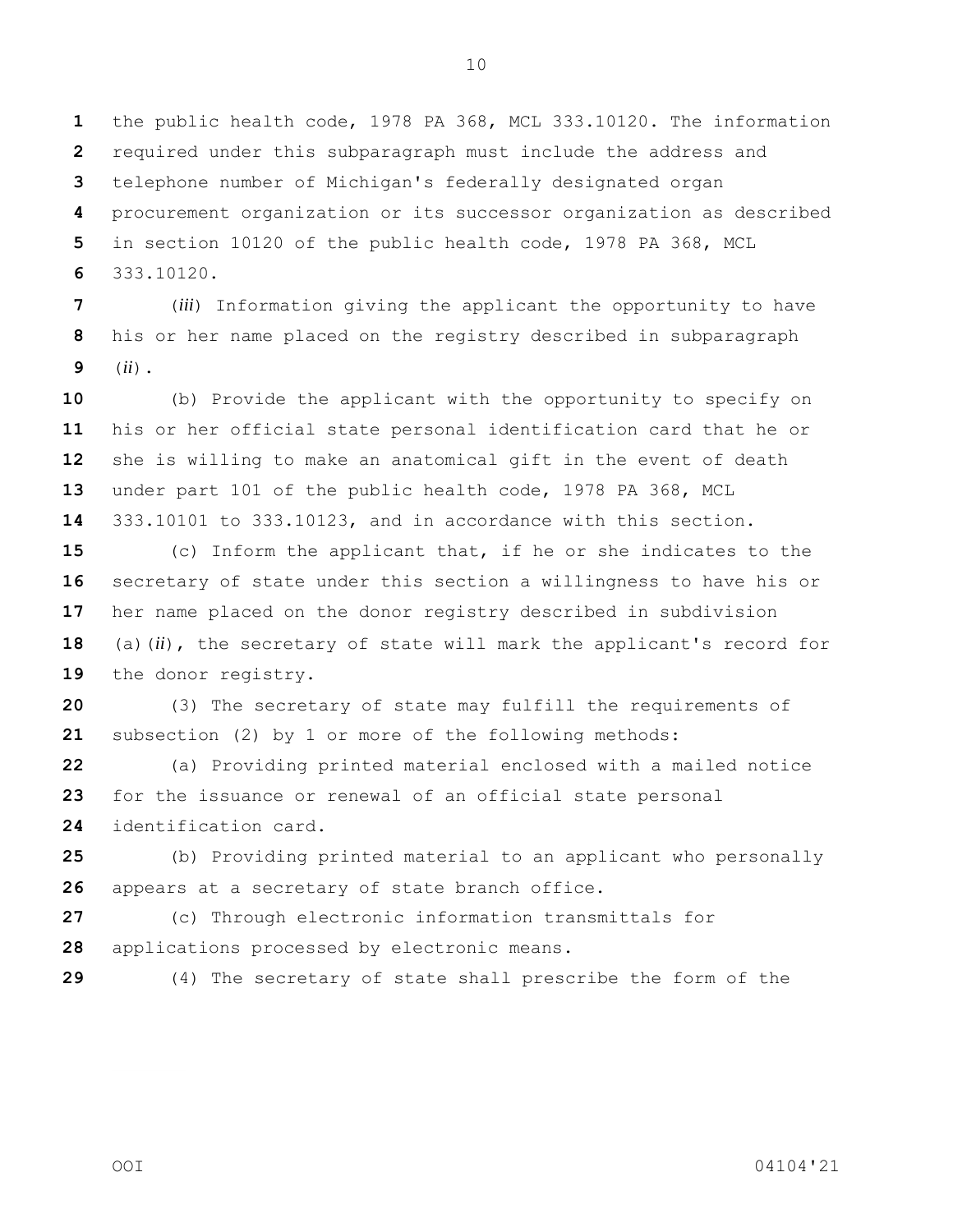the public health code, 1978 PA 368, MCL 333.10120. The information required under this subparagraph must include the address and telephone number of Michigan's federally designated organ procurement organization or its successor organization as described in section 10120 of the public health code, 1978 PA 368, MCL 333.10120.

(*iii*) Information giving the applicant the opportunity to have his or her name placed on the registry described in subparagraph (*ii*).

(b) Provide the applicant with the opportunity to specify on his or her official state personal identification card that he or she is willing to make an anatomical gift in the event of death under part 101 of the public health code, 1978 PA 368, MCL 333.10101 to 333.10123, and in accordance with this section.

(c) Inform the applicant that, if he or she indicates to the secretary of state under this section a willingness to have his or her name placed on the donor registry described in subdivision (a)(*ii*), the secretary of state will mark the applicant's record for the donor registry.

(3) The secretary of state may fulfill the requirements of subsection (2) by 1 or more of the following methods:

(a) Providing printed material enclosed with a mailed notice for the issuance or renewal of an official state personal identification card.

(b) Providing printed material to an applicant who personally appears at a secretary of state branch office.

(c) Through electronic information transmittals for applications processed by electronic means.

(4) The secretary of state shall prescribe the form of the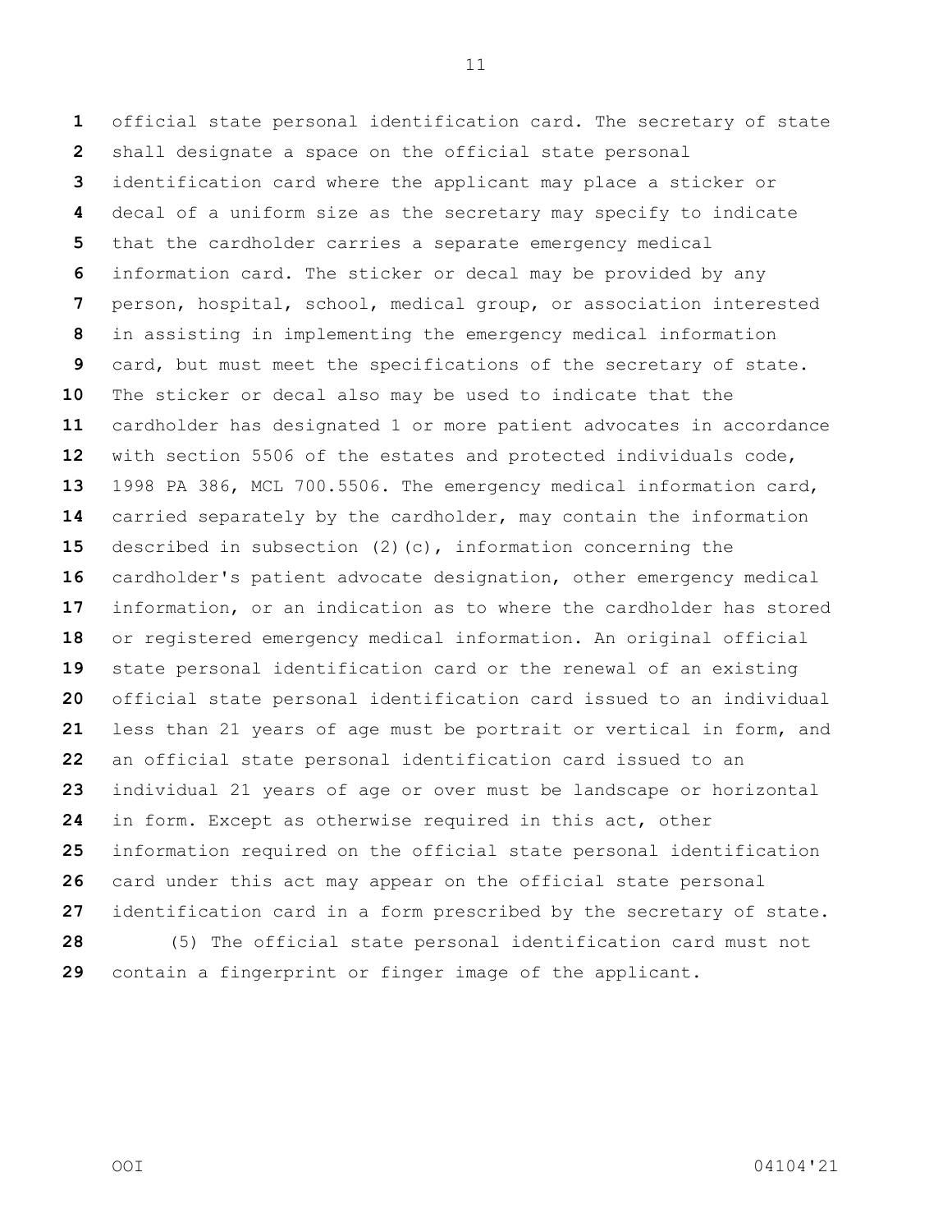official state personal identification card. The secretary of state shall designate a space on the official state personal identification card where the applicant may place a sticker or decal of a uniform size as the secretary may specify to indicate that the cardholder carries a separate emergency medical information card. The sticker or decal may be provided by any person, hospital, school, medical group, or association interested in assisting in implementing the emergency medical information card, but must meet the specifications of the secretary of state. The sticker or decal also may be used to indicate that the cardholder has designated 1 or more patient advocates in accordance with section 5506 of the estates and protected individuals code, 1998 PA 386, MCL 700.5506. The emergency medical information card, carried separately by the cardholder, may contain the information described in subsection (2)(c), information concerning the cardholder's patient advocate designation, other emergency medical information, or an indication as to where the cardholder has stored or registered emergency medical information. An original official state personal identification card or the renewal of an existing official state personal identification card issued to an individual less than 21 years of age must be portrait or vertical in form, and an official state personal identification card issued to an individual 21 years of age or over must be landscape or horizontal in form. Except as otherwise required in this act, other information required on the official state personal identification card under this act may appear on the official state personal identification card in a form prescribed by the secretary of state.

(5) The official state personal identification card must not contain a fingerprint or finger image of the applicant.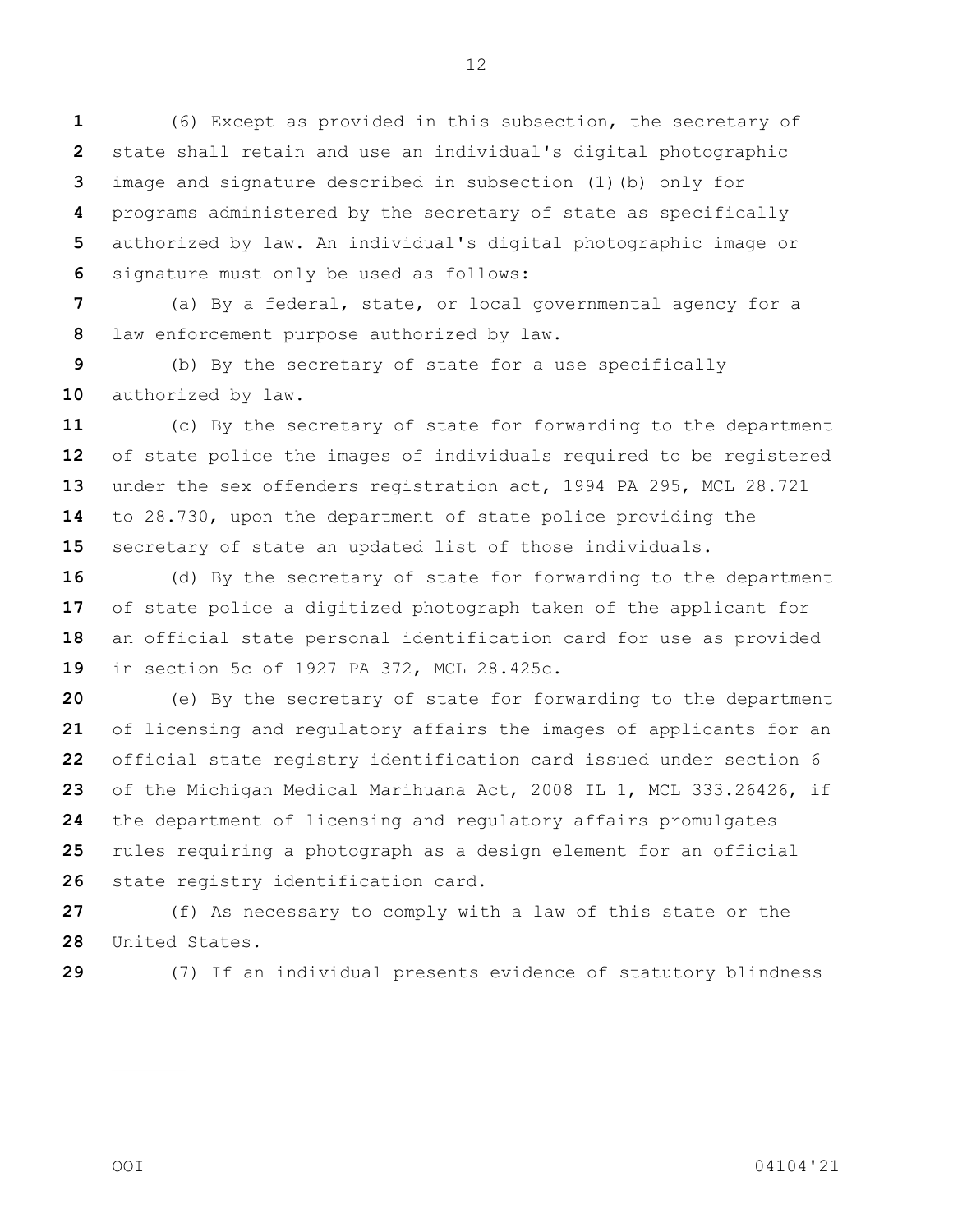(6) Except as provided in this subsection, the secretary of state shall retain and use an individual's digital photographic image and signature described in subsection (1)(b) only for programs administered by the secretary of state as specifically authorized by law. An individual's digital photographic image or signature must only be used as follows:

(a) By a federal, state, or local governmental agency for a law enforcement purpose authorized by law.

(b) By the secretary of state for a use specifically authorized by law.

(c) By the secretary of state for forwarding to the department of state police the images of individuals required to be registered under the sex offenders registration act, 1994 PA 295, MCL 28.721 to 28.730, upon the department of state police providing the secretary of state an updated list of those individuals.

(d) By the secretary of state for forwarding to the department of state police a digitized photograph taken of the applicant for an official state personal identification card for use as provided in section 5c of 1927 PA 372, MCL 28.425c.

(e) By the secretary of state for forwarding to the department of licensing and regulatory affairs the images of applicants for an official state registry identification card issued under section 6 of the Michigan Medical Marihuana Act, 2008 IL 1, MCL 333.26426, if the department of licensing and regulatory affairs promulgates rules requiring a photograph as a design element for an official state registry identification card.

(f) As necessary to comply with a law of this state or the United States.

(7) If an individual presents evidence of statutory blindness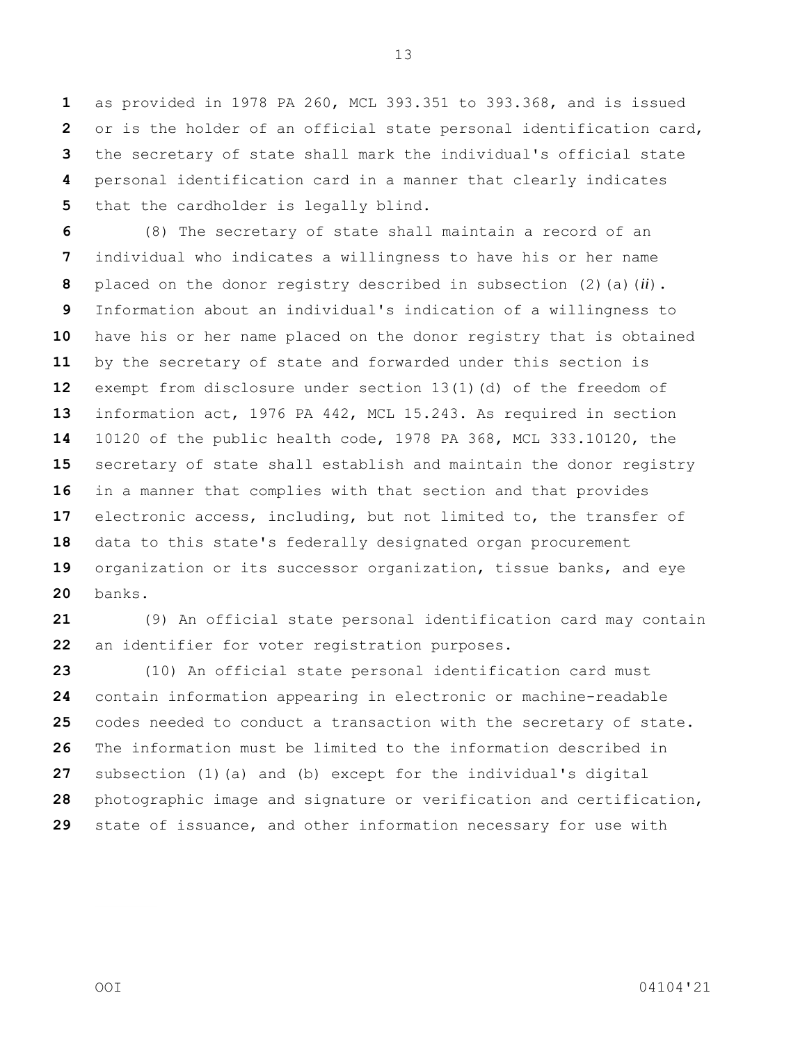as provided in 1978 PA 260, MCL 393.351 to 393.368, and is issued or is the holder of an official state personal identification card, the secretary of state shall mark the individual's official state personal identification card in a manner that clearly indicates that the cardholder is legally blind.

(8) The secretary of state shall maintain a record of an individual who indicates a willingness to have his or her name placed on the donor registry described in subsection (2)(a)(*ii*). Information about an individual's indication of a willingness to have his or her name placed on the donor registry that is obtained by the secretary of state and forwarded under this section is exempt from disclosure under section 13(1)(d) of the freedom of information act, 1976 PA 442, MCL 15.243. As required in section 10120 of the public health code, 1978 PA 368, MCL 333.10120, the secretary of state shall establish and maintain the donor registry in a manner that complies with that section and that provides electronic access, including, but not limited to, the transfer of data to this state's federally designated organ procurement organization or its successor organization, tissue banks, and eye banks.

(9) An official state personal identification card may contain an identifier for voter registration purposes.

(10) An official state personal identification card must contain information appearing in electronic or machine-readable codes needed to conduct a transaction with the secretary of state. The information must be limited to the information described in subsection (1)(a) and (b) except for the individual's digital photographic image and signature or verification and certification, state of issuance, and other information necessary for use with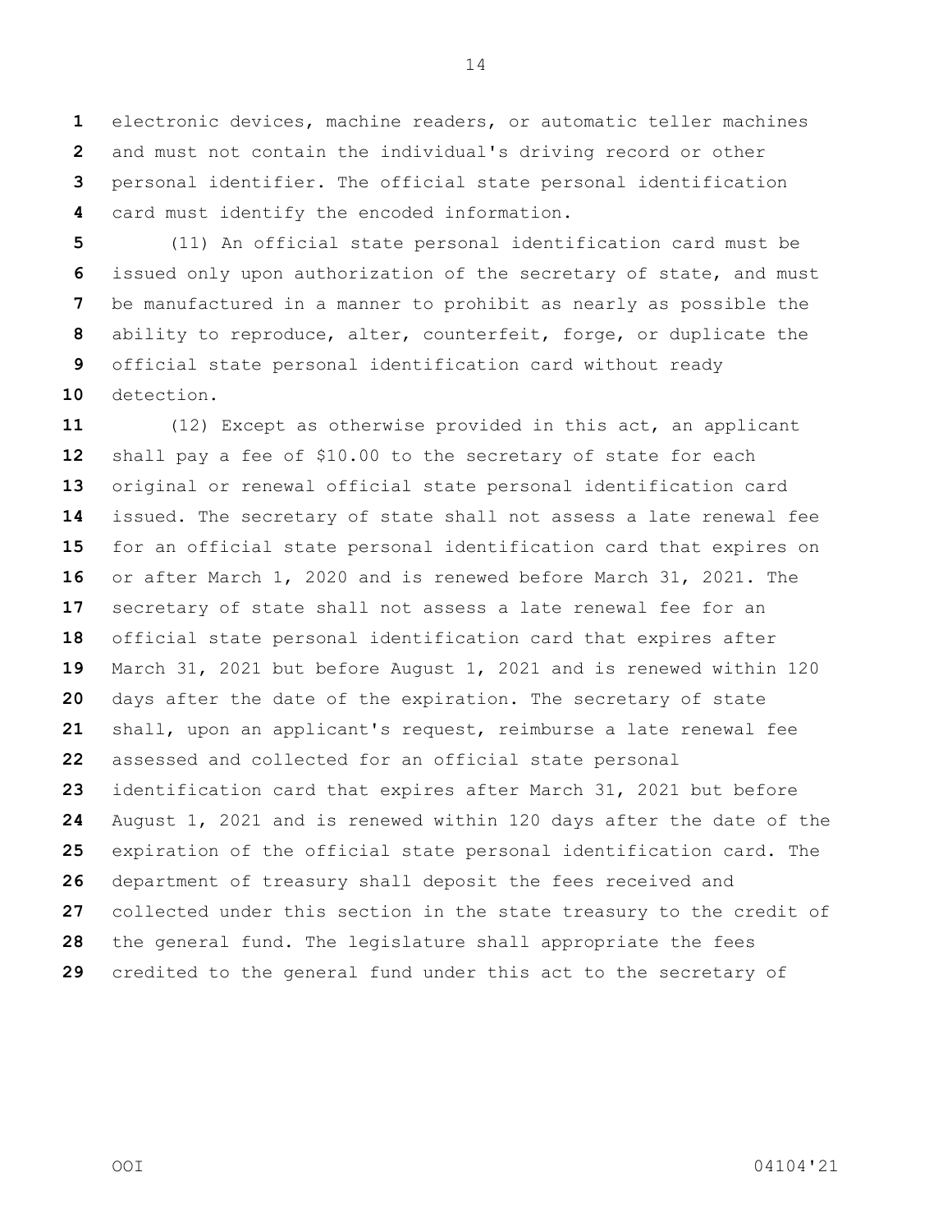electronic devices, machine readers, or automatic teller machines and must not contain the individual's driving record or other personal identifier. The official state personal identification card must identify the encoded information.

(11) An official state personal identification card must be issued only upon authorization of the secretary of state, and must be manufactured in a manner to prohibit as nearly as possible the ability to reproduce, alter, counterfeit, forge, or duplicate the official state personal identification card without ready detection.

(12) Except as otherwise provided in this act, an applicant shall pay a fee of $10.00 to the secretary of state for each original or renewal official state personal identification card issued. The secretary of state shall not assess a late renewal fee for an official state personal identification card that expires on or after March 1, 2020 and is renewed before March 31, 2021. The secretary of state shall not assess a late renewal fee for an official state personal identification card that expires after March 31, 2021 but before August 1, 2021 and is renewed within 120 days after the date of the expiration. The secretary of state shall, upon an applicant's request, reimburse a late renewal fee assessed and collected for an official state personal identification card that expires after March 31, 2021 but before August 1, 2021 and is renewed within 120 days after the date of the expiration of the official state personal identification card. The department of treasury shall deposit the fees received and collected under this section in the state treasury to the credit of the general fund. The legislature shall appropriate the fees credited to the general fund under this act to the secretary of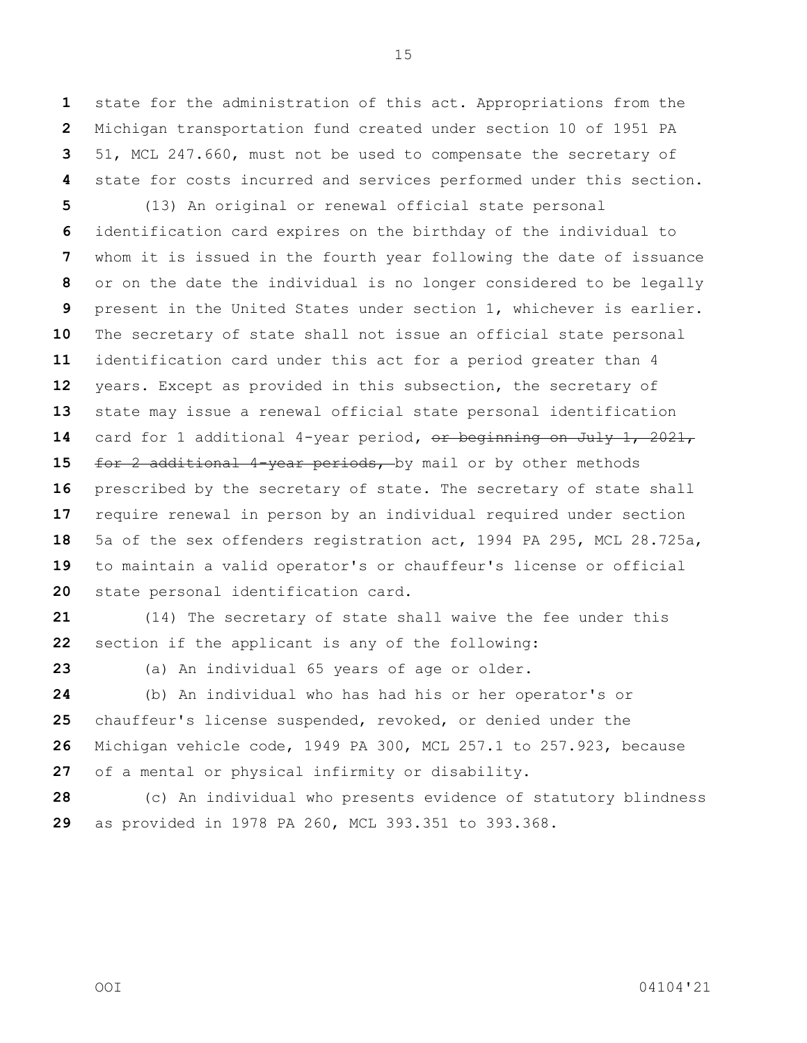state for the administration of this act. Appropriations from the Michigan transportation fund created under section 10 of 1951 PA 51, MCL 247.660, must not be used to compensate the secretary of state for costs incurred and services performed under this section.

(13) An original or renewal official state personal identification card expires on the birthday of the individual to whom it is issued in the fourth year following the date of issuance or on the date the individual is no longer considered to be legally present in the United States under section 1, whichever is earlier. The secretary of state shall not issue an official state personal identification card under this act for a period greater than 4 years. Except as provided in this subsection, the secretary of state may issue a renewal official state personal identification card for 1 additional 4-year period, ~~or beginning on July 1, 2021, for 2 additional 4-year periods,~~ by mail or by other methods prescribed by the secretary of state. The secretary of state shall require renewal in person by an individual required under section 5a of the sex offenders registration act, 1994 PA 295, MCL 28.725a, to maintain a valid operator's or chauffeur's license or official state personal identification card.

(14) The secretary of state shall waive the fee under this section if the applicant is any of the following:

(a) An individual 65 years of age or older.

(b) An individual who has had his or her operator's or chauffeur's license suspended, revoked, or denied under the Michigan vehicle code, 1949 PA 300, MCL 257.1 to 257.923, because of a mental or physical infirmity or disability.

(c) An individual who presents evidence of statutory blindness as provided in 1978 PA 260, MCL 393.351 to 393.368.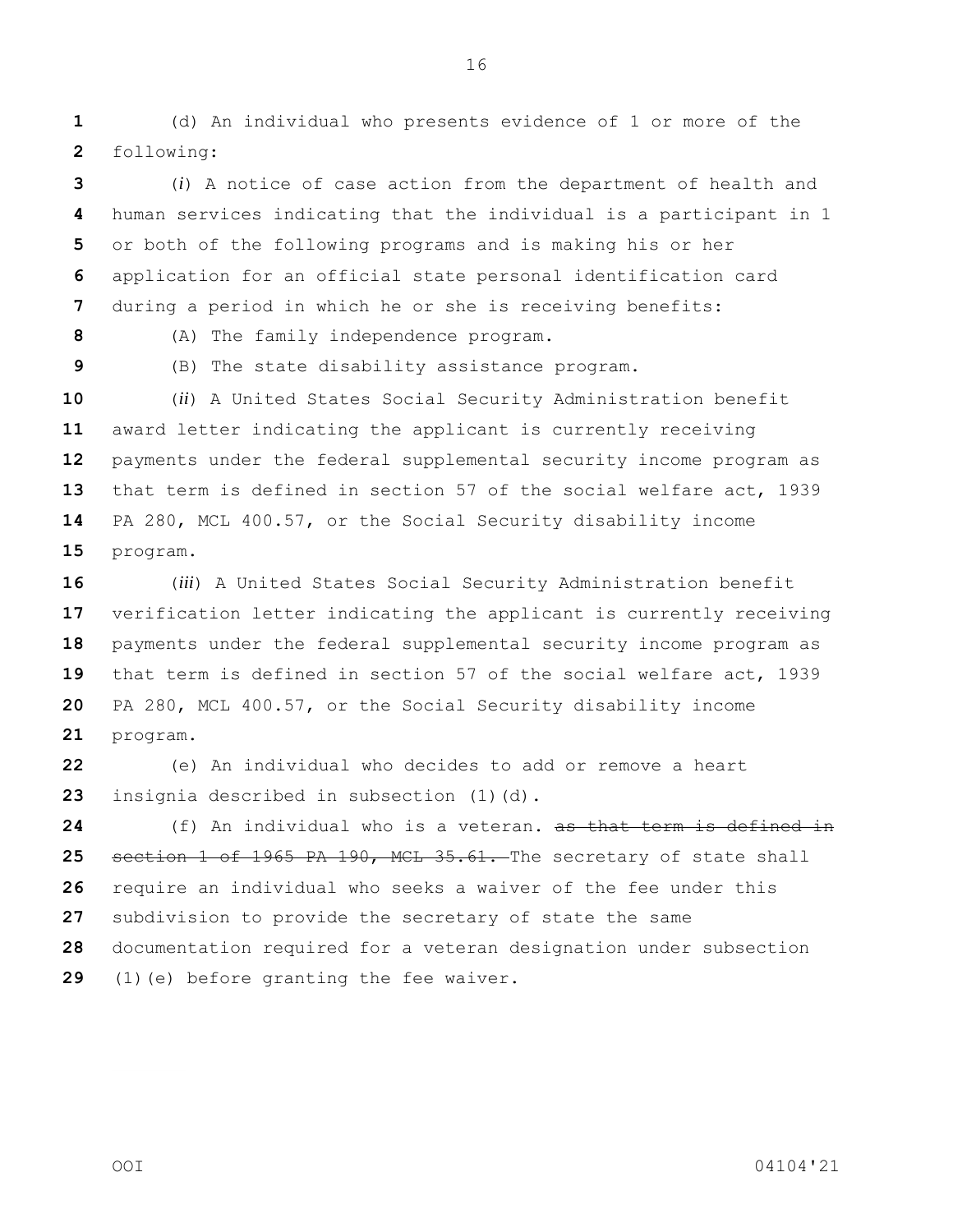(d) An individual who presents evidence of 1 or more of the following:

(*i*) A notice of case action from the department of health and human services indicating that the individual is a participant in 1 or both of the following programs and is making his or her application for an official state personal identification card during a period in which he or she is receiving benefits:

(A) The family independence program.

(B) The state disability assistance program.

(*ii*) A United States Social Security Administration benefit award letter indicating the applicant is currently receiving payments under the federal supplemental security income program as that term is defined in section 57 of the social welfare act, 1939 PA 280, MCL 400.57, or the Social Security disability income program.

(*iii*) A United States Social Security Administration benefit verification letter indicating the applicant is currently receiving payments under the federal supplemental security income program as that term is defined in section 57 of the social welfare act, 1939 PA 280, MCL 400.57, or the Social Security disability income program.

(e) An individual who decides to add or remove a heart insignia described in subsection (1)(d).

(f) An individual who is a veteran. ~~as that term is defined in section 1 of 1965 PA 190, MCL 35.61.~~ The secretary of state shall require an individual who seeks a waiver of the fee under this subdivision to provide the secretary of state the same documentation required for a veteran designation under subsection (1)(e) before granting the fee waiver.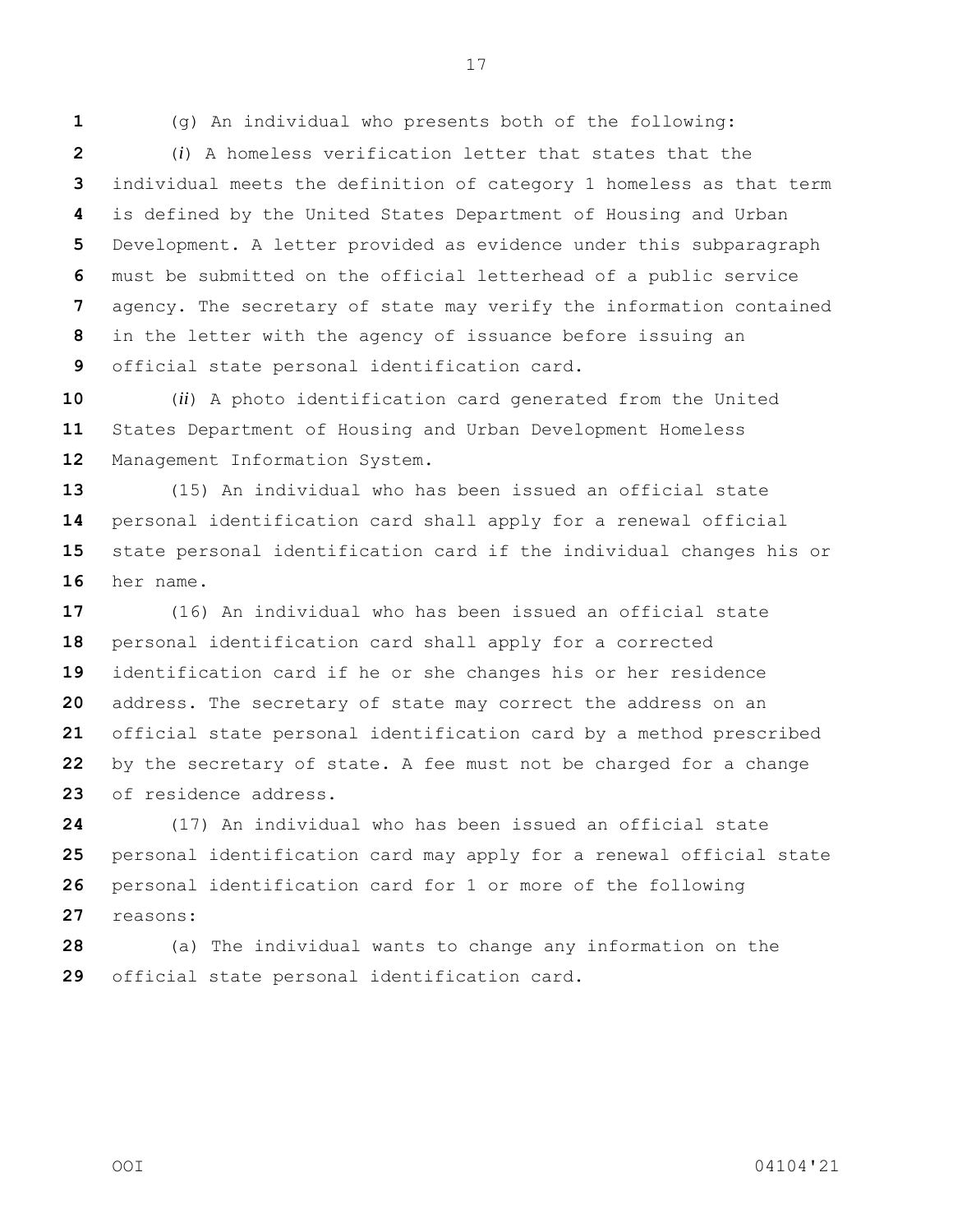(g) An individual who presents both of the following:

(*i*) A homeless verification letter that states that the individual meets the definition of category 1 homeless as that term is defined by the United States Department of Housing and Urban Development. A letter provided as evidence under this subparagraph must be submitted on the official letterhead of a public service agency. The secretary of state may verify the information contained in the letter with the agency of issuance before issuing an official state personal identification card.

(*ii*) A photo identification card generated from the United States Department of Housing and Urban Development Homeless Management Information System.

(15) An individual who has been issued an official state personal identification card shall apply for a renewal official state personal identification card if the individual changes his or her name.

(16) An individual who has been issued an official state personal identification card shall apply for a corrected identification card if he or she changes his or her residence address. The secretary of state may correct the address on an official state personal identification card by a method prescribed by the secretary of state. A fee must not be charged for a change of residence address.

(17) An individual who has been issued an official state personal identification card may apply for a renewal official state personal identification card for 1 or more of the following reasons:

(a) The individual wants to change any information on the official state personal identification card.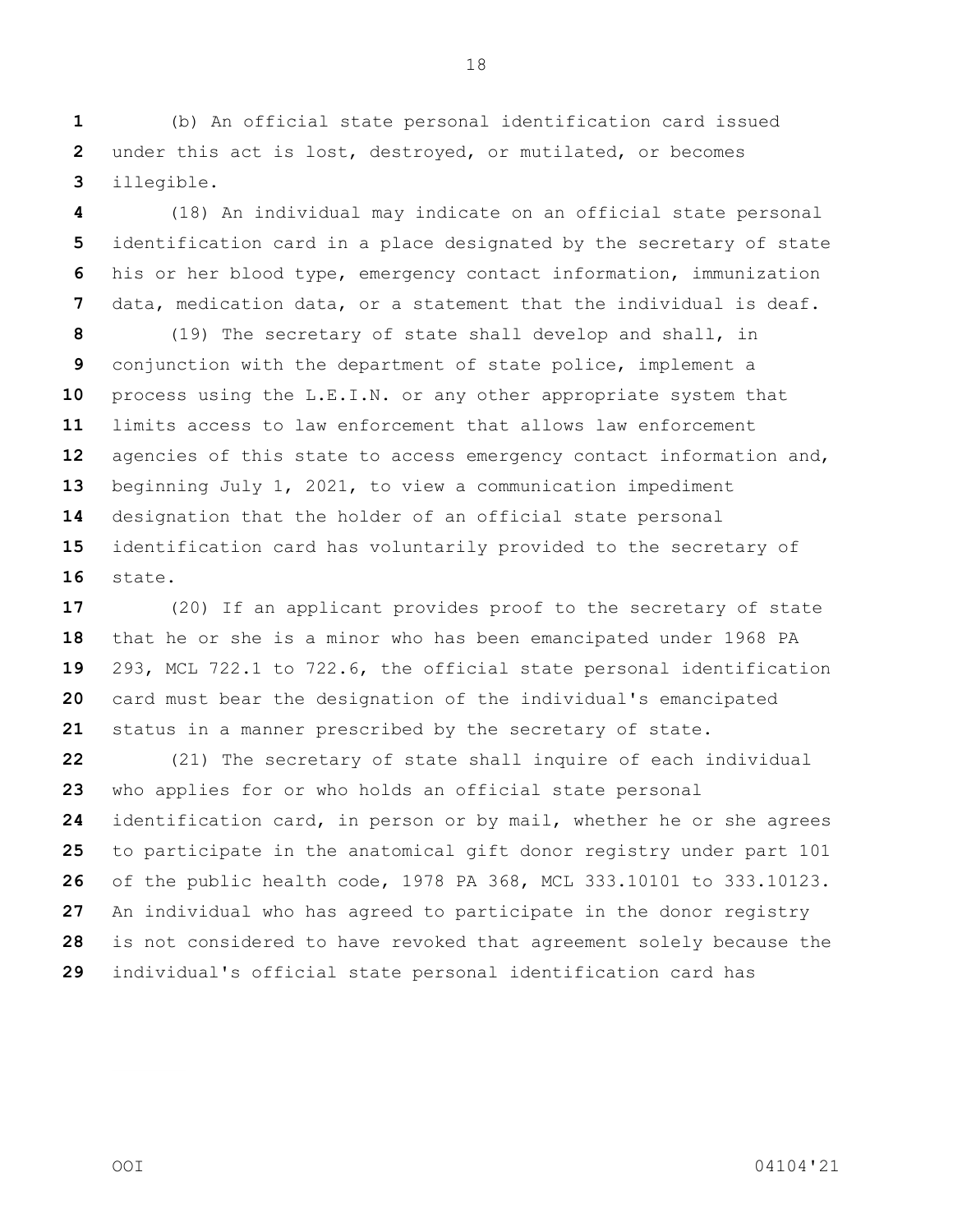(b) An official state personal identification card issued under this act is lost, destroyed, or mutilated, or becomes illegible.

(18) An individual may indicate on an official state personal identification card in a place designated by the secretary of state his or her blood type, emergency contact information, immunization data, medication data, or a statement that the individual is deaf.

(19) The secretary of state shall develop and shall, in conjunction with the department of state police, implement a process using the L.E.I.N. or any other appropriate system that limits access to law enforcement that allows law enforcement agencies of this state to access emergency contact information and, beginning July 1, 2021, to view a communication impediment designation that the holder of an official state personal identification card has voluntarily provided to the secretary of state.

(20) If an applicant provides proof to the secretary of state that he or she is a minor who has been emancipated under 1968 PA 293, MCL 722.1 to 722.6, the official state personal identification card must bear the designation of the individual's emancipated status in a manner prescribed by the secretary of state.

(21) The secretary of state shall inquire of each individual who applies for or who holds an official state personal identification card, in person or by mail, whether he or she agrees to participate in the anatomical gift donor registry under part 101 of the public health code, 1978 PA 368, MCL 333.10101 to 333.10123. An individual who has agreed to participate in the donor registry is not considered to have revoked that agreement solely because the individual's official state personal identification card has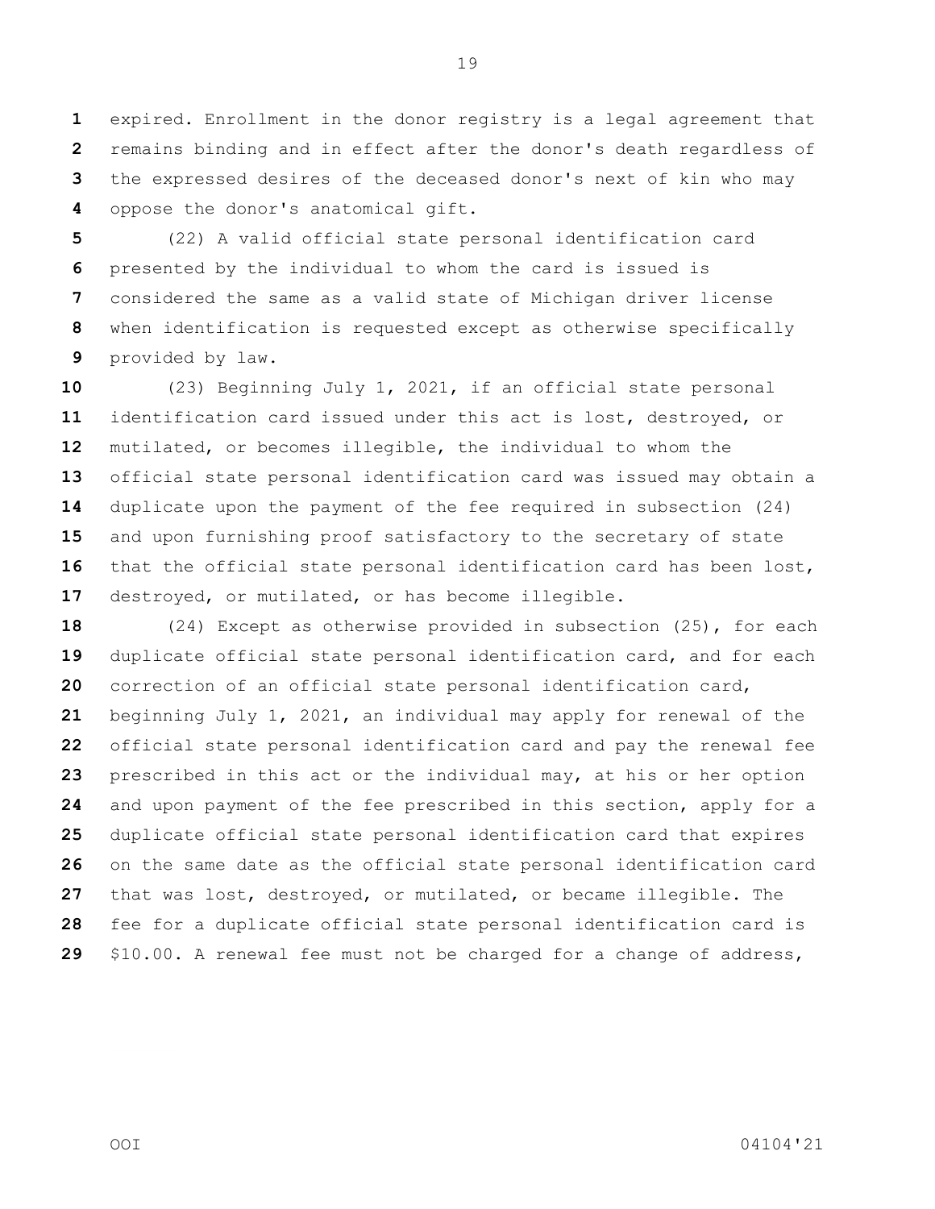expired. Enrollment in the donor registry is a legal agreement that remains binding and in effect after the donor's death regardless of the expressed desires of the deceased donor's next of kin who may oppose the donor's anatomical gift.

(22) A valid official state personal identification card presented by the individual to whom the card is issued is considered the same as a valid state of Michigan driver license when identification is requested except as otherwise specifically provided by law.

(23) Beginning July 1, 2021, if an official state personal identification card issued under this act is lost, destroyed, or mutilated, or becomes illegible, the individual to whom the official state personal identification card was issued may obtain a duplicate upon the payment of the fee required in subsection (24) and upon furnishing proof satisfactory to the secretary of state that the official state personal identification card has been lost, destroyed, or mutilated, or has become illegible.

(24) Except as otherwise provided in subsection (25), for each duplicate official state personal identification card, and for each correction of an official state personal identification card, beginning July 1, 2021, an individual may apply for renewal of the official state personal identification card and pay the renewal fee prescribed in this act or the individual may, at his or her option and upon payment of the fee prescribed in this section, apply for a duplicate official state personal identification card that expires on the same date as the official state personal identification card that was lost, destroyed, or mutilated, or became illegible. The fee for a duplicate official state personal identification card is $10.00. A renewal fee must not be charged for a change of address,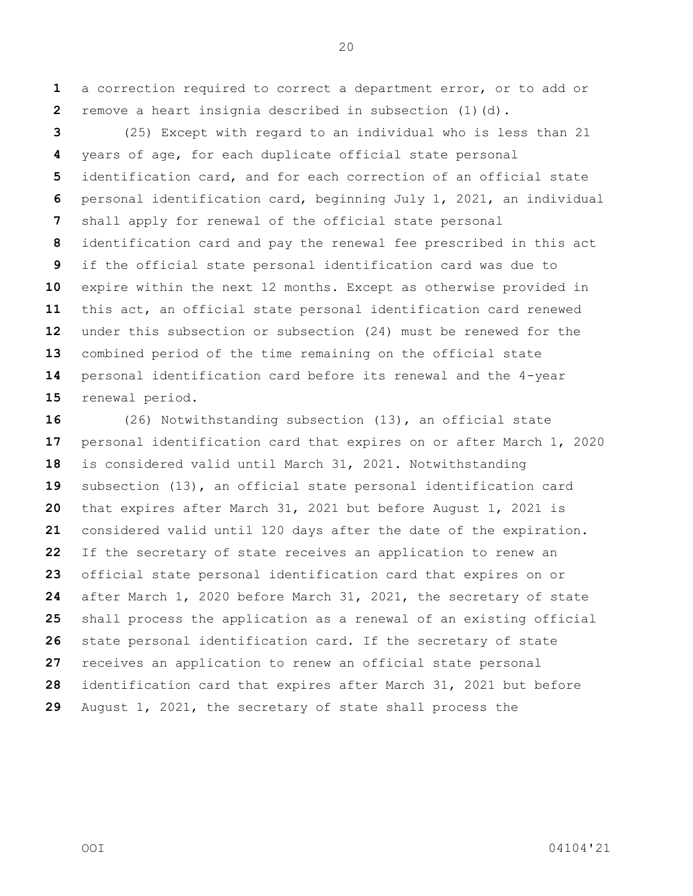a correction required to correct a department error, or to add or remove a heart insignia described in subsection (1)(d).

(25) Except with regard to an individual who is less than 21 years of age, for each duplicate official state personal identification card, and for each correction of an official state personal identification card, beginning July 1, 2021, an individual shall apply for renewal of the official state personal identification card and pay the renewal fee prescribed in this act if the official state personal identification card was due to expire within the next 12 months. Except as otherwise provided in this act, an official state personal identification card renewed under this subsection or subsection (24) must be renewed for the combined period of the time remaining on the official state personal identification card before its renewal and the 4-year renewal period.

(26) Notwithstanding subsection (13), an official state personal identification card that expires on or after March 1, 2020 is considered valid until March 31, 2021. Notwithstanding subsection (13), an official state personal identification card that expires after March 31, 2021 but before August 1, 2021 is considered valid until 120 days after the date of the expiration. If the secretary of state receives an application to renew an official state personal identification card that expires on or after March 1, 2020 before March 31, 2021, the secretary of state shall process the application as a renewal of an existing official state personal identification card. If the secretary of state receives an application to renew an official state personal identification card that expires after March 31, 2021 but before August 1, 2021, the secretary of state shall process the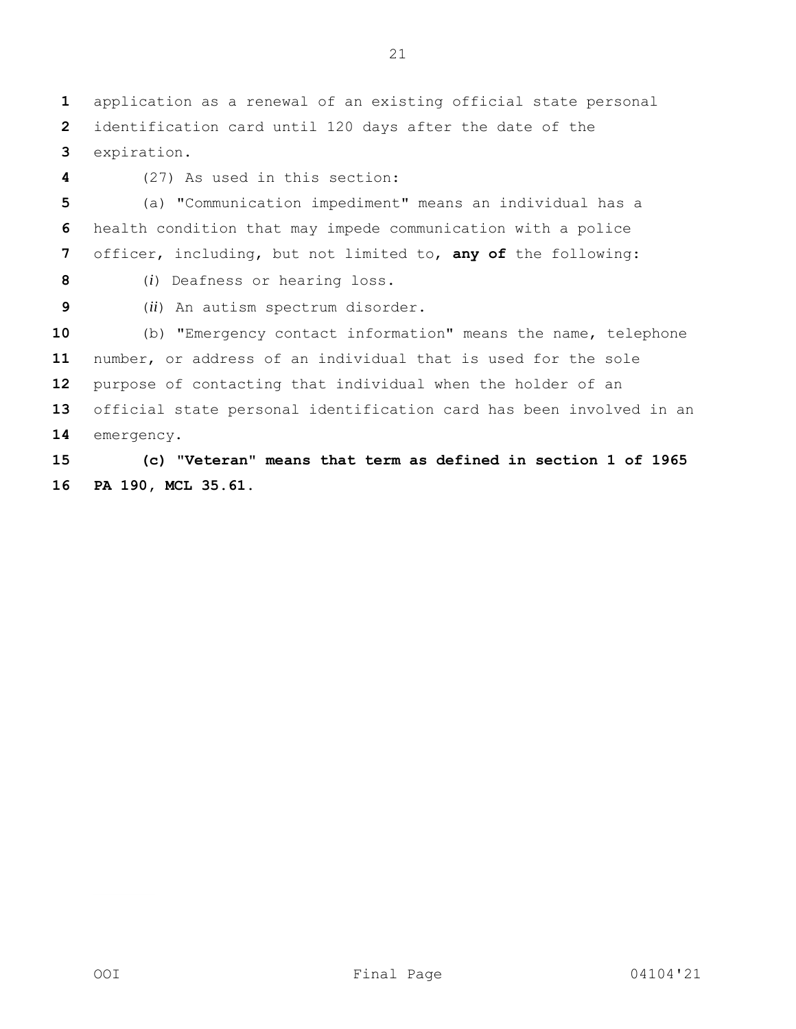application as a renewal of an existing official state personal identification card until 120 days after the date of the expiration.

(27) As used in this section:

(a) "Communication impediment" means an individual has a health condition that may impede communication with a police officer, including, but not limited to, **any of** the following:

(*i*) Deafness or hearing loss.

(*ii*) An autism spectrum disorder.

(b) "Emergency contact information" means the name, telephone number, or address of an individual that is used for the sole purpose of contacting that individual when the holder of an official state personal identification card has been involved in an emergency.

**(c) "Veteran" means that term as defined in section 1 of 1965 PA 190, MCL 35.61.**